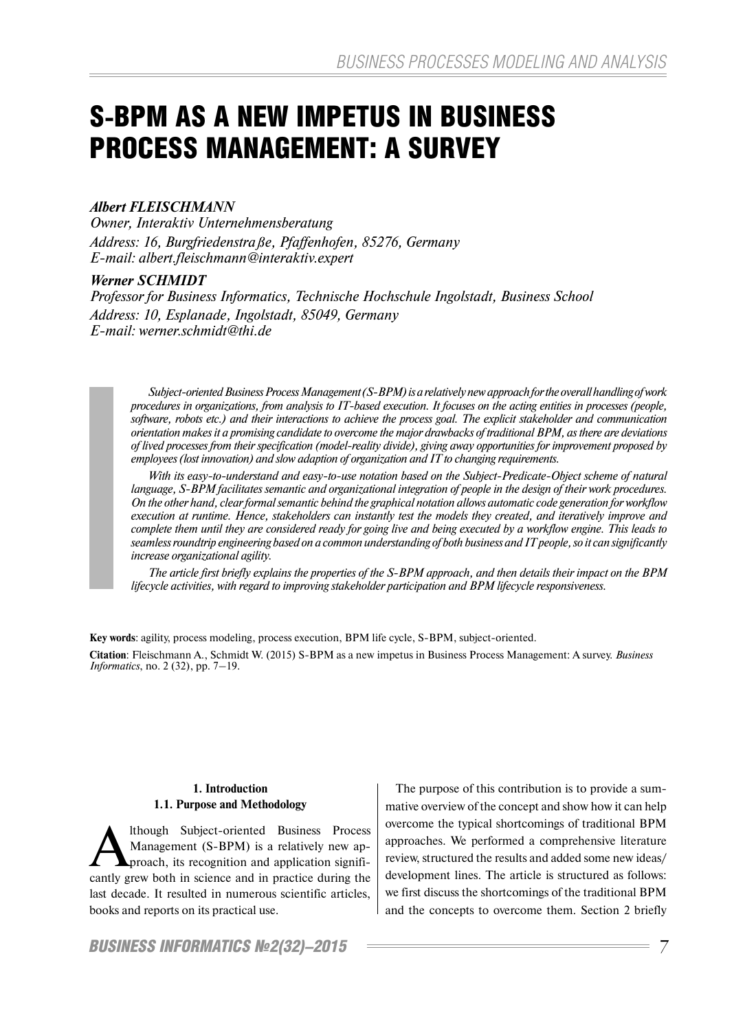# S-BPM AS A NEW IMPETUS IN BUSINESS PROCESS MANAGEMENT: A SURVEY

***Albert FLEISCHMANN***

*Owner, Interaktiv Unternehmensberatung*

*Address: 16, Burgfriedenstraße, Pfaffenhofen, 85276, Germany*

*E-mail: albert.fleischmann@interaktiv.expert*

***Werner SCHMIDT***

*Professor for Business Informatics, Technische Hochschule Ingolstadt, Business School*

*Address: 10, Esplanade, Ingolstadt, 85049, Germany*

*E-mail: werner.schmidt@thi.de*

*Subject-oriented Business Process Management (S-BPM) is a relatively new approach for the overall handling of work procedures in organizations, from analysis to IT-based execution. It focuses on the acting entities in processes (people, software, robots etc.) and their interactions to achieve the process goal. The explicit stakeholder and communication orientation makes it a promising candidate to overcome the major drawbacks of traditional BPM, as there are deviations of lived processes from their specification (model-reality divide), giving away opportunities for improvement proposed by employees (lost innovation) and slow adaption of organization and IT to changing requirements.*

*With its easy-to-understand and easy-to-use notation based on the Subject-Predicate-Object scheme of natural language, S-BPM facilitates semantic and organizational integration of people in the design of their work procedures. On the other hand, clear formal semantic behind the graphical notation allows automatic code generation for workflow execution at runtime. Hence, stakeholders can instantly test the models they created, and iteratively improve and complete them until they are considered ready for going live and being executed by a workflow engine. This leads to seamless roundtrip engineering based on a common understanding of both business and IT people, so it can significantly increase organizational agility.*

*The article first briefly explains the properties of the S-BPM approach, and then details their impact on the BPM lifecycle activities, with regard to improving stakeholder participation and BPM lifecycle responsiveness.*

**Key words**: agility, process modeling, process execution, BPM life cycle, S-BPM, subject-oriented.

**Citation**: Fleischmann A., Schmidt W. (2015) S-BPM as a new impetus in Business Process Management: A survey. *Business Informatics*, no. 2 (32), pp. 7–19.

## 1. Introduction

### 1.1. Purpose and Methodology

Although Subject-oriented Business Process Management (S-BPM) is a relatively new approach, its recognition and application significantly grew both in science and in practice during the last decade. It resulted in numerous scientific articles, books and reports on its practical use.

The purpose of this contribution is to provide a summative overview of the concept and show how it can help overcome the typical shortcomings of traditional BPM approaches. We performed a comprehensive literature review, structured the results and added some new ideas/development lines. The article is structured as follows: we first discuss the shortcomings of the traditional BPM and the concepts to overcome them. Section 2 briefly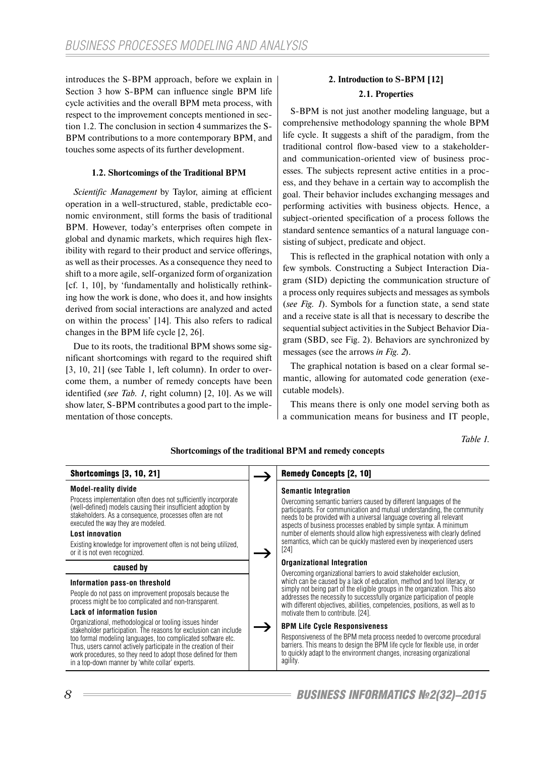introduces the S-BPM approach, before we explain in Section 3 how S-BPM can influence single BPM life cycle activities and the overall BPM meta process, with respect to the improvement concepts mentioned in section 1.2. The conclusion in section 4 summarizes the S-BPM contributions to a more contemporary BPM, and touches some aspects of its further development.

### 1.2. Shortcomings of the Traditional BPM

*Scientific Management* by Taylor, aiming at efficient operation in a well-structured, stable, predictable economic environment, still forms the basis of traditional BPM. However, today's enterprises often compete in global and dynamic markets, which requires high flexibility with regard to their product and service offerings, as well as their processes. As a consequence they need to shift to a more agile, self-organized form of organization [cf. 1, 10], by 'fundamentally and holistically rethinking how the work is done, who does it, and how insights derived from social interactions are analyzed and acted on within the process' [14]. This also refers to radical changes in the BPM life cycle [2, 26].

Due to its roots, the traditional BPM shows some significant shortcomings with regard to the required shift [3, 10, 21] (see Table 1, left column). In order to overcome them, a number of remedy concepts have been identified (*see Tab. 1*, right column) [2, 10]. As we will show later, S-BPM contributes a good part to the implementation of those concepts.

## 2. Introduction to S-BPM [12]

### 2.1. Properties

S-BPM is not just another modeling language, but a comprehensive methodology spanning the whole BPM life cycle. It suggests a shift of the paradigm, from the traditional control flow-based view to a stakeholder- and communication-oriented view of business processes. The subjects represent active entities in a process, and they behave in a certain way to accomplish the goal. Their behavior includes exchanging messages and performing activities with business objects. Hence, a subject-oriented specification of a process follows the standard sentence semantics of a natural language consisting of subject, predicate and object.

This is reflected in the graphical notation with only a few symbols. Constructing a Subject Interaction Diagram (SID) depicting the communication structure of a process only requires subjects and messages as symbols (*see Fig. 1*). Symbols for a function state, a send state and a receive state is all that is necessary to describe the sequential subject activities in the Subject Behavior Diagram (SBD, see Fig. 2). Behaviors are synchronized by messages (see the arrows *in Fig. 2*).

The graphical notation is based on a clear formal semantic, allowing for automated code generation (executable models).

This means there is only one model serving both as a communication means for business and IT people,

*Table 1.*

**Shortcomings of the traditional BPM and remedy concepts**

| Shortcomings [3, 10, 21] | → | Remedy Concepts [2, 10] |
|---|---|---|
| **Model-reality divide**<br>Process implementation often does not sufficiently incorporate (well-defined) models causing their insufficient adoption by stakeholders. As a consequence, processes often are not executed the way they are modeled.<br>**Lost innovation**<br>Existing knowledge for improvement often is not being utilized, or it is not even recognized. | → | **Semantic Integration**<br>Overcoming semantic barriers caused by different languages of the participants. For communication and mutual understanding, the community needs to be provided with a universal language covering all relevant aspects of business processes enabled by simple syntax. A minimum number of elements should allow high expressiveness with clearly defined semantics, which can be quickly mastered even by inexperienced users [24] |
| **caused by** | | **Organizational Integration**<br>Overcoming organizational barriers to avoid stakeholder exclusion, which can be caused by a lack of education, method and tool literacy, or simply not being part of the eligible groups in the organization. This also addresses the necessity to successfully organize participation of people with different objectives, abilities, competencies, positions, as well as to motivate them to contribute. [24]. |
| **Information pass-on threshold**<br>People do not pass on improvement proposals because the process might be too complicated and non-transparent.<br>**Lack of information fusion**<br>Organizational, methodological or tooling issues hinder stakeholder participation. The reasons for exclusion can include too formal modeling languages, too complicated software etc. Thus, users cannot actively participate in the creation of their work procedures, so they need to adopt those defined for them in a top-down manner by 'white collar' experts. | → | **BPM Life Cycle Responsiveness**<br>Responsiveness of the BPM meta process needed to overcome procedural barriers. This means to design the BPM life cycle for flexible use, in order to quickly adapt to the environment changes, increasing organizational agility. |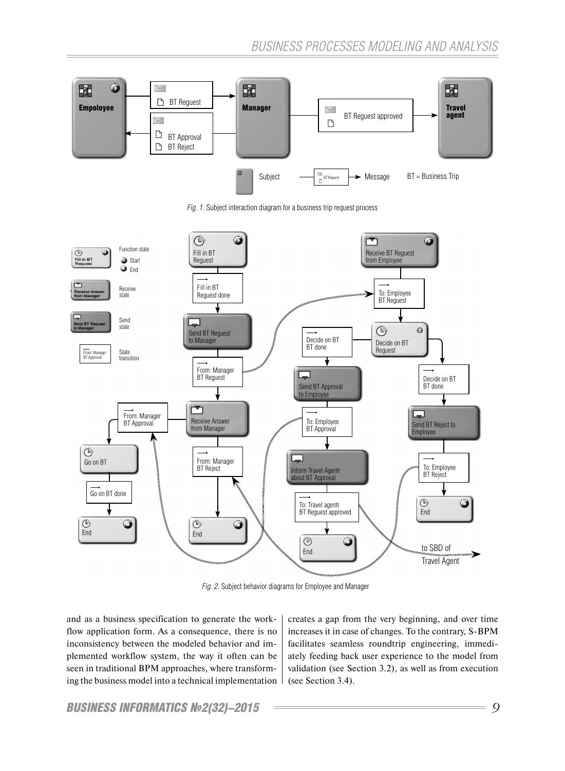*Fig. 1.* Subject interaction diagram for a business trip request process

*Fig. 2.* Subject behavior diagrams for Employee and Manager

and as a business specification to generate the workflow application form. As a consequence, there is no inconsistency between the modeled behavior and implemented workflow system, the way it often can be seen in traditional BPM approaches, where transforming the business model into a technical implementation creates a gap from the very beginning, and over time increases it in case of changes. To the contrary, S-BPM facilitates seamless roundtrip engineering, immediately feeding back user experience to the model from validation (see Section 3.2), as well as from execution (see Section 3.4).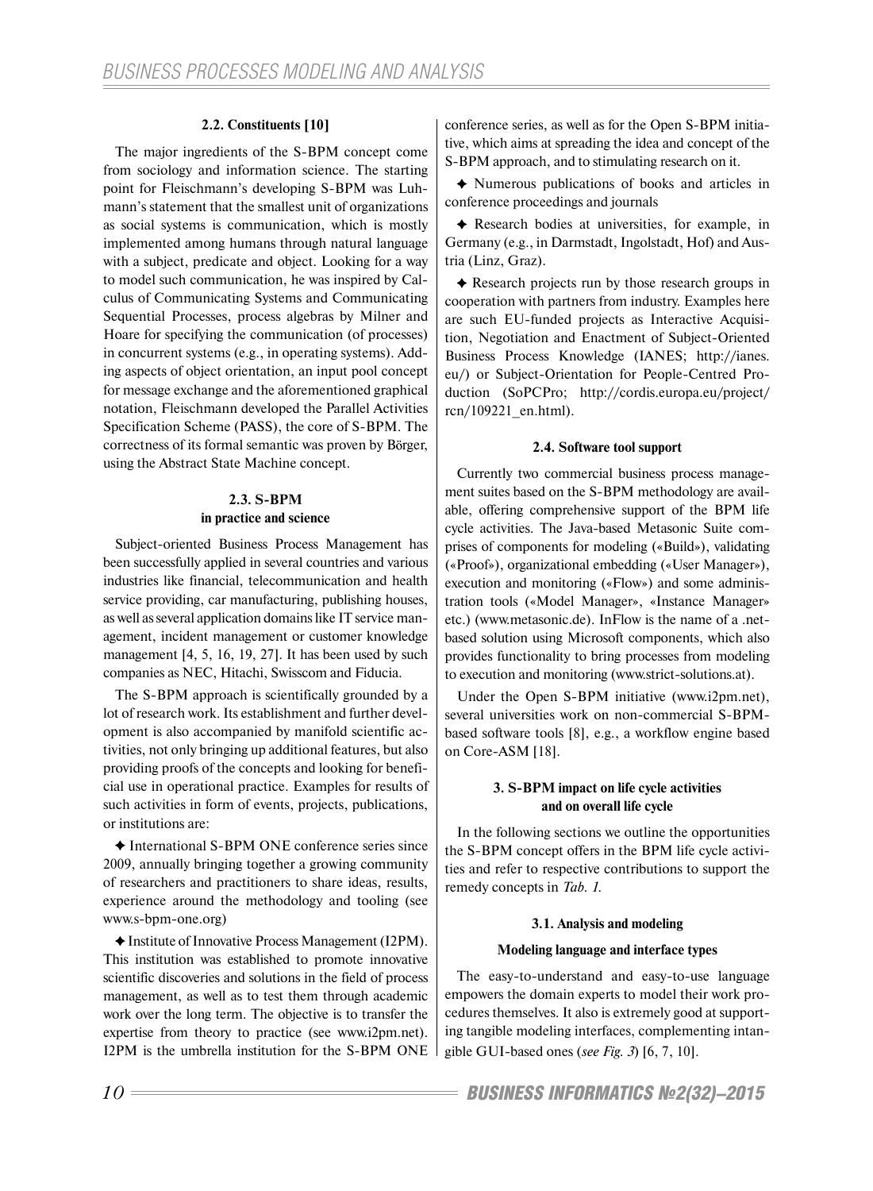### 2.2. Constituents [10]

The major ingredients of the S-BPM concept come from sociology and information science. The starting point for Fleischmann's developing S-BPM was Luhmann's statement that the smallest unit of organizations as social systems is communication, which is mostly implemented among humans through natural language with a subject, predicate and object. Looking for a way to model such communication, he was inspired by Calculus of Communicating Systems and Communicating Sequential Processes, process algebras by Milner and Hoare for specifying the communication (of processes) in concurrent systems (e.g., in operating systems). Adding aspects of object orientation, an input pool concept for message exchange and the aforementioned graphical notation, Fleischmann developed the Parallel Activities Specification Scheme (PASS), the core of S-BPM. The correctness of its formal semantic was proven by Börger, using the Abstract State Machine concept.

### 2.3. S-BPM in practice and science

Subject-oriented Business Process Management has been successfully applied in several countries and various industries like financial, telecommunication and health service providing, car manufacturing, publishing houses, as well as several application domains like IT service management, incident management or customer knowledge management [4, 5, 16, 19, 27]. It has been used by such companies as NEC, Hitachi, Swisscom and Fiducia.

The S-BPM approach is scientifically grounded by a lot of research work. Its establishment and further development is also accompanied by manifold scientific activities, not only bringing up additional features, but also providing proofs of the concepts and looking for beneficial use in operational practice. Examples for results of such activities in form of events, projects, publications, or institutions are:

✦ International S-BPM ONE conference series since 2009, annually bringing together a growing community of researchers and practitioners to share ideas, results, experience around the methodology and tooling (see www.s-bpm-one.org)

✦ Institute of Innovative Process Management (I2PM). This institution was established to promote innovative scientific discoveries and solutions in the field of process management, as well as to test them through academic work over the long term. The objective is to transfer the expertise from theory to practice (see www.i2pm.net). I2PM is the umbrella institution for the S-BPM ONE conference series, as well as for the Open S-BPM initiative, which aims at spreading the idea and concept of the S-BPM approach, and to stimulating research on it.

✦ Numerous publications of books and articles in conference proceedings and journals

✦ Research bodies at universities, for example, in Germany (e.g., in Darmstadt, Ingolstadt, Hof) and Austria (Linz, Graz).

✦ Research projects run by those research groups in cooperation with partners from industry. Examples here are such EU-funded projects as Interactive Acquisition, Negotiation and Enactment of Subject-Oriented Business Process Knowledge (IANES; http://ianes.eu/) or Subject-Orientation for People-Centred Production (SoPCPro; http://cordis.europa.eu/project/rcn/109221_en.html).

### 2.4. Software tool support

Currently two commercial business process management suites based on the S-BPM methodology are available, offering comprehensive support of the BPM life cycle activities. The Java-based Metasonic Suite comprises of components for modeling («Build»), validating («Proof»), organizational embedding («User Manager»), execution and monitoring («Flow») and some administration tools («Model Manager», «Instance Manager» etc.) (www.metasonic.de). InFlow is the name of a .net-based solution using Microsoft components, which also provides functionality to bring processes from modeling to execution and monitoring (www.strict-solutions.at).

Under the Open S-BPM initiative (www.i2pm.net), several universities work on non-commercial S-BPM-based software tools [8], e.g., a workflow engine based on Core-ASM [18].

## 3. S-BPM impact on life cycle activities and on overall life cycle

In the following sections we outline the opportunities the S-BPM concept offers in the BPM life cycle activities and refer to respective contributions to support the remedy concepts in *Tab. 1.*

### 3.1. Analysis and modeling

#### Modeling language and interface types

The easy-to-understand and easy-to-use language empowers the domain experts to model their work procedures themselves. It also is extremely good at supporting tangible modeling interfaces, complementing intangible GUI-based ones (*see Fig. 3*) [6, 7, 10].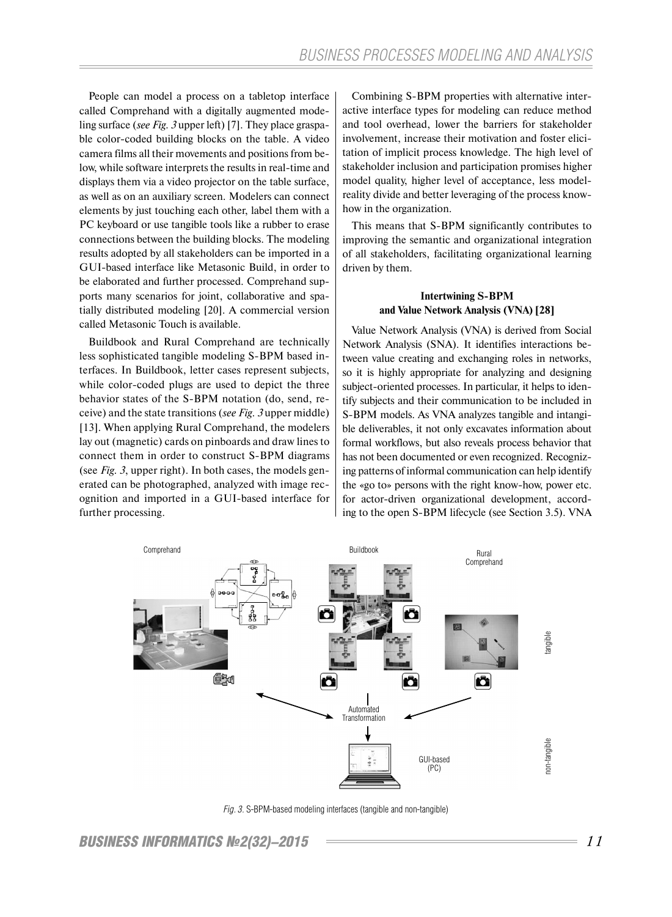People can model a process on a tabletop interface called Comprehand with a digitally augmented modeling surface (*see Fig. 3* upper left) [7]. They place graspable color-coded building blocks on the table. A video camera films all their movements and positions from below, while software interprets the results in real-time and displays them via a video projector on the table surface, as well as on an auxiliary screen. Modelers can connect elements by just touching each other, label them with a PC keyboard or use tangible tools like a rubber to erase connections between the building blocks. The modeling results adopted by all stakeholders can be imported in a GUI-based interface like Metasonic Build, in order to be elaborated and further processed. Comprehand supports many scenarios for joint, collaborative and spatially distributed modeling [20]. A commercial version called Metasonic Touch is available.

Buildbook and Rural Comprehand are technically less sophisticated tangible modeling S-BPM based interfaces. In Buildbook, letter cases represent subjects, while color-coded plugs are used to depict the three behavior states of the S-BPM notation (do, send, receive) and the state transitions (*see Fig. 3* upper middle) [13]. When applying Rural Comprehand, the modelers lay out (magnetic) cards on pinboards and draw lines to connect them in order to construct S-BPM diagrams (see *Fig. 3*, upper right). In both cases, the models generated can be photographed, analyzed with image recognition and imported in a GUI-based interface for further processing.

Combining S-BPM properties with alternative interactive interface types for modeling can reduce method and tool overhead, lower the barriers for stakeholder involvement, increase their motivation and foster elicitation of implicit process knowledge. The high level of stakeholder inclusion and participation promises higher model quality, higher level of acceptance, less model-reality divide and better leveraging of the process know-how in the organization.

This means that S-BPM significantly contributes to improving the semantic and organizational integration of all stakeholders, facilitating organizational learning driven by them.

**Intertwining S-BPM and Value Network Analysis (VNA) [28]**

Value Network Analysis (VNA) is derived from Social Network Analysis (SNA). It identifies interactions between value creating and exchanging roles in networks, so it is highly appropriate for analyzing and designing subject-oriented processes. In particular, it helps to identify subjects and their communication to be included in S-BPM models. As VNA analyzes tangible and intangible deliverables, it not only excavates information about formal workflows, but also reveals process behavior that has not been documented or even recognized. Recognizing patterns of informal communication can help identify the «go to» persons with the right know-how, power etc. for actor-driven organizational development, according to the open S-BPM lifecycle (see Section 3.5). VNA

*Fig. 3.* S-BPM-based modeling interfaces (tangible and non-tangible)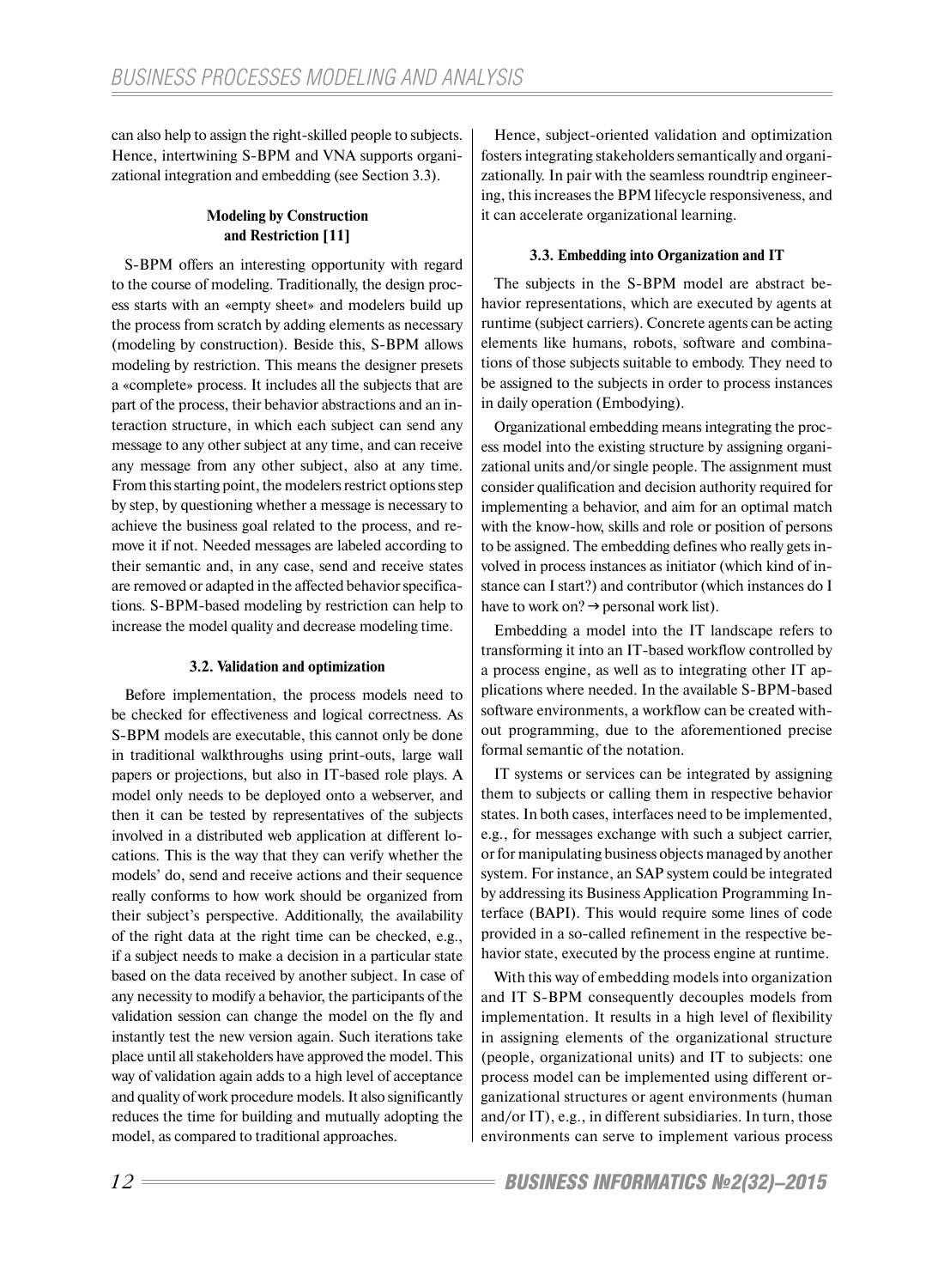can also help to assign the right-skilled people to subjects. Hence, intertwining S-BPM and VNA supports organizational integration and embedding (see Section 3.3).

#### Modeling by Construction and Restriction [11]

S-BPM offers an interesting opportunity with regard to the course of modeling. Traditionally, the design process starts with an «empty sheet» and modelers build up the process from scratch by adding elements as necessary (modeling by construction). Beside this, S-BPM allows modeling by restriction. This means the designer presets a «complete» process. It includes all the subjects that are part of the process, their behavior abstractions and an interaction structure, in which each subject can send any message to any other subject at any time, and can receive any message from any other subject, also at any time. From this starting point, the modelers restrict options step by step, by questioning whether a message is necessary to achieve the business goal related to the process, and remove it if not. Needed messages are labeled according to their semantic and, in any case, send and receive states are removed or adapted in the affected behavior specifications. S-BPM-based modeling by restriction can help to increase the model quality and decrease modeling time.

### 3.2. Validation and optimization

Before implementation, the process models need to be checked for effectiveness and logical correctness. As S-BPM models are executable, this cannot only be done in traditional walkthroughs using print-outs, large wall papers or projections, but also in IT-based role plays. A model only needs to be deployed onto a webserver, and then it can be tested by representatives of the subjects involved in a distributed web application at different locations. This is the way that they can verify whether the models' do, send and receive actions and their sequence really conforms to how work should be organized from their subject's perspective. Additionally, the availability of the right data at the right time can be checked, e.g., if a subject needs to make a decision in a particular state based on the data received by another subject. In case of any necessity to modify a behavior, the participants of the validation session can change the model on the fly and instantly test the new version again. Such iterations take place until all stakeholders have approved the model. This way of validation again adds to a high level of acceptance and quality of work procedure models. It also significantly reduces the time for building and mutually adopting the model, as compared to traditional approaches.

Hence, subject-oriented validation and optimization fosters integrating stakeholders semantically and organizationally. In pair with the seamless roundtrip engineering, this increases the BPM lifecycle responsiveness, and it can accelerate organizational learning.

### 3.3. Embedding into Organization and IT

The subjects in the S-BPM model are abstract behavior representations, which are executed by agents at runtime (subject carriers). Concrete agents can be acting elements like humans, robots, software and combinations of those subjects suitable to embody. They need to be assigned to the subjects in order to process instances in daily operation (Embodying).

Organizational embedding means integrating the process model into the existing structure by assigning organizational units and/or single people. The assignment must consider qualification and decision authority required for implementing a behavior, and aim for an optimal match with the know-how, skills and role or position of persons to be assigned. The embedding defines who really gets involved in process instances as initiator (which kind of instance can I start?) and contributor (which instances do I have to work on? → personal work list).

Embedding a model into the IT landscape refers to transforming it into an IT-based workflow controlled by a process engine, as well as to integrating other IT applications where needed. In the available S-BPM-based software environments, a workflow can be created without programming, due to the aforementioned precise formal semantic of the notation.

IT systems or services can be integrated by assigning them to subjects or calling them in respective behavior states. In both cases, interfaces need to be implemented, e.g., for messages exchange with such a subject carrier, or for manipulating business objects managed by another system. For instance, an SAP system could be integrated by addressing its Business Application Programming Interface (BAPI). This would require some lines of code provided in a so-called refinement in the respective behavior state, executed by the process engine at runtime.

With this way of embedding models into organization and IT S-BPM consequently decouples models from implementation. It results in a high level of flexibility in assigning elements of the organizational structure (people, organizational units) and IT to subjects: one process model can be implemented using different organizational structures or agent environments (human and/or IT), e.g., in different subsidiaries. In turn, those environments can serve to implement various process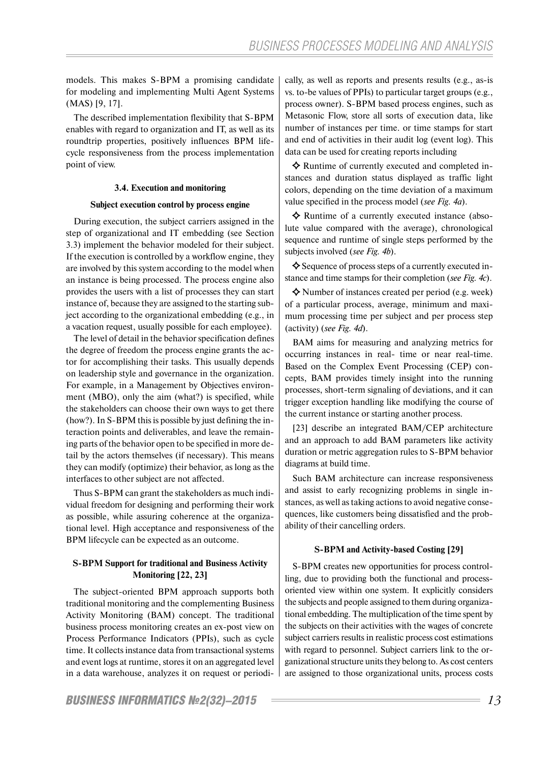models. This makes S-BPM a promising candidate for modeling and implementing Multi Agent Systems (MAS) [9, 17].

The described implementation flexibility that S-BPM enables with regard to organization and IT, as well as its roundtrip properties, positively influences BPM lifecycle responsiveness from the process implementation point of view.

### 3.4. Execution and monitoring

#### Subject execution control by process engine

During execution, the subject carriers assigned in the step of organizational and IT embedding (see Section 3.3) implement the behavior modeled for their subject. If the execution is controlled by a workflow engine, they are involved by this system according to the model when an instance is being processed. The process engine also provides the users with a list of processes they can start instance of, because they are assigned to the starting subject according to the organizational embedding (e.g., in a vacation request, usually possible for each employee).

The level of detail in the behavior specification defines the degree of freedom the process engine grants the actor for accomplishing their tasks. This usually depends on leadership style and governance in the organization. For example, in a Management by Objectives environment (MBO), only the aim (what?) is specified, while the stakeholders can choose their own ways to get there (how?). In S-BPM this is possible by just defining the interaction points and deliverables, and leave the remaining parts of the behavior open to be specified in more detail by the actors themselves (if necessary). This means they can modify (optimize) their behavior, as long as the interfaces to other subject are not affected.

Thus S-BPM can grant the stakeholders as much individual freedom for designing and performing their work as possible, while assuring coherence at the organizational level. High acceptance and responsiveness of the BPM lifecycle can be expected as an outcome.

#### S-BPM Support for traditional and Business Activity Monitoring [22, 23]

The subject-oriented BPM approach supports both traditional monitoring and the complementing Business Activity Monitoring (BAM) concept. The traditional business process monitoring creates an ex-post view on Process Performance Indicators (PPIs), such as cycle time. It collects instance data from transactional systems and event logs at runtime, stores it on an aggregated level in a data warehouse, analyzes it on request or periodically, as well as reports and presents results (e.g., as-is vs. to-be values of PPIs) to particular target groups (e.g., process owner). S-BPM based process engines, such as Metasonic Flow, store all sorts of execution data, like number of instances per time. or time stamps for start and end of activities in their audit log (event log). This data can be used for creating reports including

- Runtime of currently executed and completed instances and duration status displayed as traffic light colors, depending on the time deviation of a maximum value specified in the process model (*see Fig. 4a*).
- Runtime of a currently executed instance (absolute value compared with the average), chronological sequence and runtime of single steps performed by the subjects involved (*see Fig. 4b*).
- Sequence of process steps of a currently executed instance and time stamps for their completion (*see Fig. 4c*).
- Number of instances created per period (e.g. week) of a particular process, average, minimum and maximum processing time per subject and per process step (activity) (*see Fig. 4d*).

BAM aims for measuring and analyzing metrics for occurring instances in real- time or near real-time. Based on the Complex Event Processing (CEP) concepts, BAM provides timely insight into the running processes, short-term signaling of deviations, and it can trigger exception handling like modifying the course of the current instance or starting another process.

[23] describe an integrated BAM/CEP architecture and an approach to add BAM parameters like activity duration or metric aggregation rules to S-BPM behavior diagrams at build time.

Such BAM architecture can increase responsiveness and assist to early recognizing problems in single instances, as well as taking actions to avoid negative consequences, like customers being dissatisfied and the probability of their cancelling orders.

#### S-BPM and Activity-based Costing [29]

S-BPM creates new opportunities for process controlling, due to providing both the functional and process-oriented view within one system. It explicitly considers the subjects and people assigned to them during organizational embedding. The multiplication of the time spent by the subjects on their activities with the wages of concrete subject carriers results in realistic process cost estimations with regard to personnel. Subject carriers link to the organizational structure units they belong to. As cost centers are assigned to those organizational units, process costs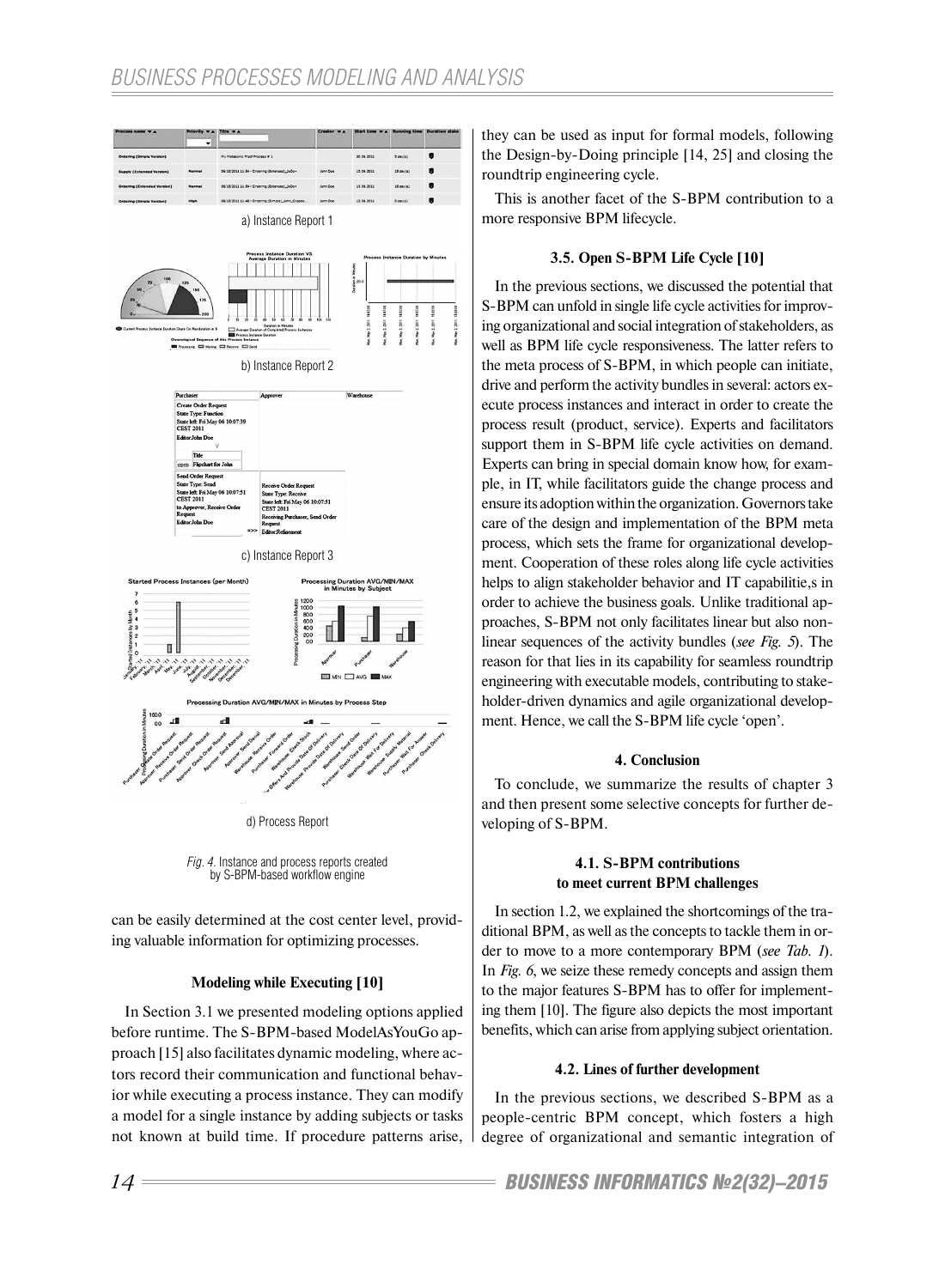a) Instance Report 1

b) Instance Report 2

c) Instance Report 3

d) Process Report

*Fig. 4.* Instance and process reports created by S-BPM-based workflow engine

can be easily determined at the cost center level, providing valuable information for optimizing processes.

#### Modeling while Executing [10]

In Section 3.1 we presented modeling options applied before runtime. The S-BPM-based ModelAsYouGo approach [15] also facilitates dynamic modeling, where actors record their communication and functional behavior while executing a process instance. They can modify a model for a single instance by adding subjects or tasks not known at build time. If procedure patterns arise, they can be used as input for formal models, following the Design-by-Doing principle [14, 25] and closing the roundtrip engineering cycle.

This is another facet of the S-BPM contribution to a more responsive BPM lifecycle.

### 3.5. Open S-BPM Life Cycle [10]

In the previous sections, we discussed the potential that S-BPM can unfold in single life cycle activities for improving organizational and social integration of stakeholders, as well as BPM life cycle responsiveness. The latter refers to the meta process of S-BPM, in which people can initiate, drive and perform the activity bundles in several: actors execute process instances and interact in order to create the process result (product, service). Experts and facilitators support them in S-BPM life cycle activities on demand. Experts can bring in special domain know how, for example, in IT, while facilitators guide the change process and ensure its adoption within the organization. Governors take care of the design and implementation of the BPM meta process, which sets the frame for organizational development. Cooperation of these roles along life cycle activities helps to align stakeholder behavior and IT capabilitie,s in order to achieve the business goals. Unlike traditional approaches, S-BPM not only facilitates linear but also nonlinear sequences of the activity bundles (*see Fig. 5*). The reason for that lies in its capability for seamless roundtrip engineering with executable models, contributing to stakeholder-driven dynamics and agile organizational development. Hence, we call the S-BPM life cycle 'open'.

## 4. Conclusion

To conclude, we summarize the results of chapter 3 and then present some selective concepts for further developing of S-BPM.

### 4.1. S-BPM contributions to meet current BPM challenges

In section 1.2, we explained the shortcomings of the traditional BPM, as well as the concepts to tackle them in order to move to a more contemporary BPM (*see Tab. 1*). In *Fig. 6*, we seize these remedy concepts and assign them to the major features S-BPM has to offer for implementing them [10]. The figure also depicts the most important benefits, which can arise from applying subject orientation.

### 4.2. Lines of further development

In the previous sections, we described S-BPM as a people-centric BPM concept, which fosters a high degree of organizational and semantic integration of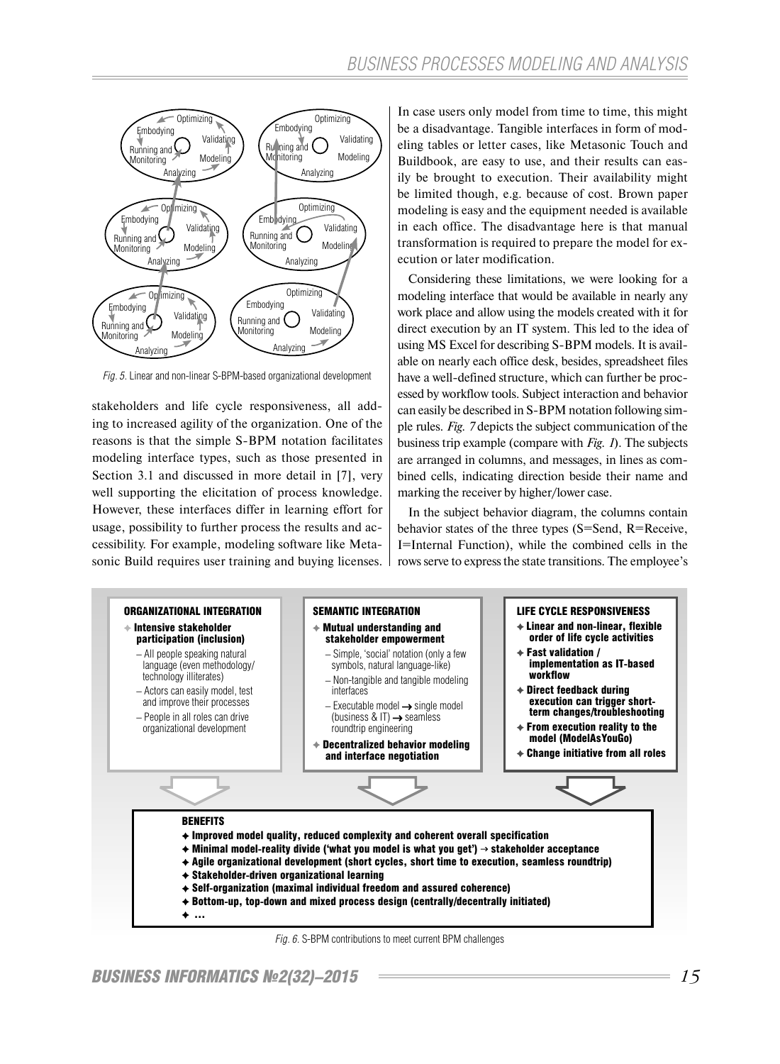Fig. 5. Linear and non-linear S-BPM-based organizational development

stakeholders and life cycle responsiveness, all adding to increased agility of the organization. One of the reasons is that the simple S-BPM notation facilitates modeling interface types, such as those presented in Section 3.1 and discussed in more detail in [7], very well supporting the elicitation of process knowledge. However, these interfaces differ in learning effort for usage, possibility to further process the results and accessibility. For example, modeling software like Metasonic Build requires user training and buying licenses. In case users only model from time to time, this might be a disadvantage. Tangible interfaces in form of modeling tables or letter cases, like Metasonic Touch and Buildbook, are easy to use, and their results can easily be brought to execution. Their availability might be limited though, e.g. because of cost. Brown paper modeling is easy and the equipment needed is available in each office. The disadvantage here is that manual transformation is required to prepare the model for execution or later modification.

Considering these limitations, we were looking for a modeling interface that would be available in nearly any work place and allow using the models created with it for direct execution by an IT system. This led to the idea of using MS Excel for describing S-BPM models. It is available on nearly each office desk, besides, spreadsheet files have a well-defined structure, which can further be processed by workflow tools. Subject interaction and behavior can easily be described in S-BPM notation following simple rules. *Fig. 7* depicts the subject communication of the business trip example (compare with *Fig. 1*). The subjects are arranged in columns, and messages, in lines as combined cells, indicating direction beside their name and marking the receiver by higher/lower case.

In the subject behavior diagram, the columns contain behavior states of the three types (S=Send, R=Receive, I=Internal Function), while the combined cells in the rows serve to express the state transitions. The employee's

**ORGANIZATIONAL INTEGRATION**

- **Intensive stakeholder participation (inclusion)**
  - All people speaking natural language (even methodology/technology illiterates)
  - Actors can easily model, test and improve their processes
  - People in all roles can drive organizational development

**SEMANTIC INTEGRATION**

- **Mutual understanding and stakeholder empowerment**
  - Simple, 'social' notation (only a few symbols, natural language-like)
  - Non-tangible and tangible modeling interfaces
  - Executable model → single model (business & IT) → seamless roundtrip engineering
- **Decentralized behavior modeling and interface negotiation**

**LIFE CYCLE RESPONSIVENESS**

- **Linear and non-linear, flexible order of life cycle activities**
- **Fast validation / implementation as IT-based workflow**
- **Direct feedback during execution can trigger short-term changes/troubleshooting**
- **From execution reality to the model (ModelAsYouGo)**
- **Change initiative from all roles**

**BENEFITS**

- **Improved model quality, reduced complexity and coherent overall specification**
- **Minimal model-reality divide ('what you model is what you get') → stakeholder acceptance**
- **Agile organizational development (short cycles, short time to execution, seamless roundtrip)**
- **Stakeholder-driven organizational learning**
- **Self-organization (maximal individual freedom and assured coherence)**
- **Bottom-up, top-down and mixed process design (centrally/decentrally initiated)**
- **...**

Fig. 6. S-BPM contributions to meet current BPM challenges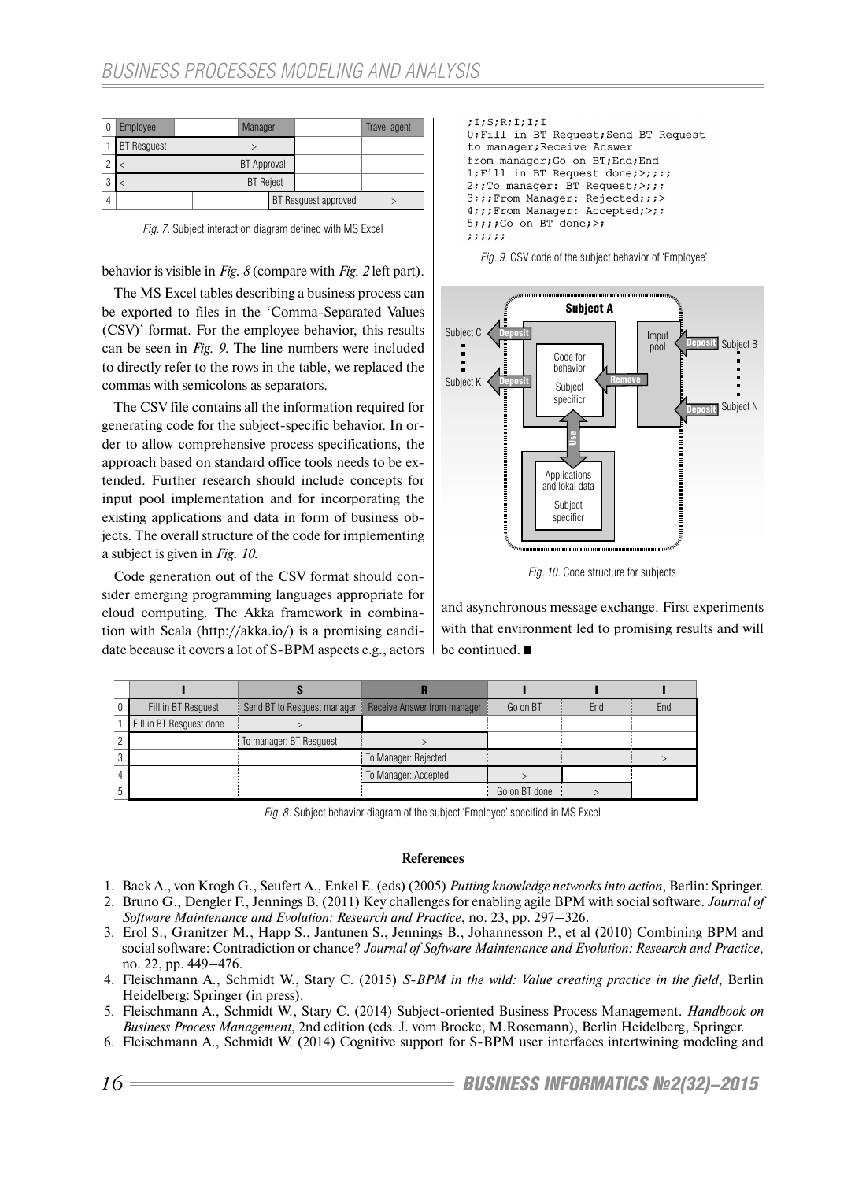| 0 | Employee | | Manager | | Travel agent |
|---|---|---|---|---|---|
| 1 | BT Resguest | | > | | |
| 2 | < | | BT Approval | | |
| 3 | < | | BT Reject | | |
| 4 | | | BT Resguest approved | | > |

*Fig. 7.* Subject interaction diagram defined with MS Excel

behavior is visible in *Fig. 8* (compare with *Fig. 2* left part).

The MS Excel tables describing a business process can be exported to files in the 'Comma-Separated Values (CSV)' format. For the employee behavior, this results can be seen in *Fig. 9*. The line numbers were included to directly refer to the rows in the table, we replaced the commas with semicolons as separators.

The CSV file contains all the information required for generating code for the subject-specific behavior. In order to allow comprehensive process specifications, the approach based on standard office tools needs to be extended. Further research should include concepts for input pool implementation and for incorporating the existing applications and data in form of business objects. The overall structure of the code for implementing a subject is given in *Fig. 10*.

Code generation out of the CSV format should consider emerging programming languages appropriate for cloud computing. The Akka framework in combination with Scala (http://akka.io/) is a promising candidate because it covers a lot of S-BPM aspects e.g., actors and asynchronous message exchange. First experiments with that environment led to promising results and will be continued. ■

```
;I;S;R;I;I;I
0;Fill in BT Request;Send BT Request
to manager;Receive Answer
from manager;Go on BT;End;End
1;Fill in BT Request done;>;;;;
2;;To manager: BT Request;>;;;
3;;;From Manager: Rejected;;;>
4;;;From Manager: Accepted;>;;
5;;;;Go on BT done;>;
;;;;;;
```

*Fig. 9.* CSV code of the subject behavior of 'Employee'

*Fig. 10.* Code structure for subjects

| | I | S | R | I | I | I |
|---|---|---|---|---|---|---|
| 0 | Fill in BT Resguest | Send BT to Resguest manager | Receive Answer from manager | Go on BT | End | End |
| 1 | Fill in BT Resguest done | > | | | | |
| 2 | | To manager: BT Resguest | > | | | |
| 3 | | | To Manager: Rejected | | | > |
| 4 | | | To Manager: Accepted | > | | |
| 5 | | | | Go on BT done | > | |

*Fig. 8.* Subject behavior diagram of the subject 'Employee' specified in MS Excel

## References

1. Back A., von Krogh G., Seufert A., Enkel E. (eds) (2005) *Putting knowledge networks into action*, Berlin: Springer.
2. Bruno G., Dengler F., Jennings B. (2011) Key challenges for enabling agile BPM with social software. *Journal of Software Maintenance and Evolution: Research and Practice*, no. 23, pp. 297–326.
3. Erol S., Granitzer M., Happ S., Jantunen S., Jennings B., Johannesson P., et al (2010) Combining BPM and social software: Contradiction or chance? *Journal of Software Maintenance and Evolution: Research and Practice*, no. 22, pp. 449–476.
4. Fleischmann A., Schmidt W., Stary C. (2015) *S-BPM in the wild: Value creating practice in the field*, Berlin Heidelberg: Springer (in press).
5. Fleischmann A., Schmidt W., Stary C. (2014) Subject-oriented Business Process Management. *Handbook on Business Process Management*, 2nd edition (eds. J. vom Brocke, M.Rosemann), Berlin Heidelberg, Springer.
6. Fleischmann A., Schmidt W. (2014) Cognitive support for S-BPM user interfaces intertwining modeling and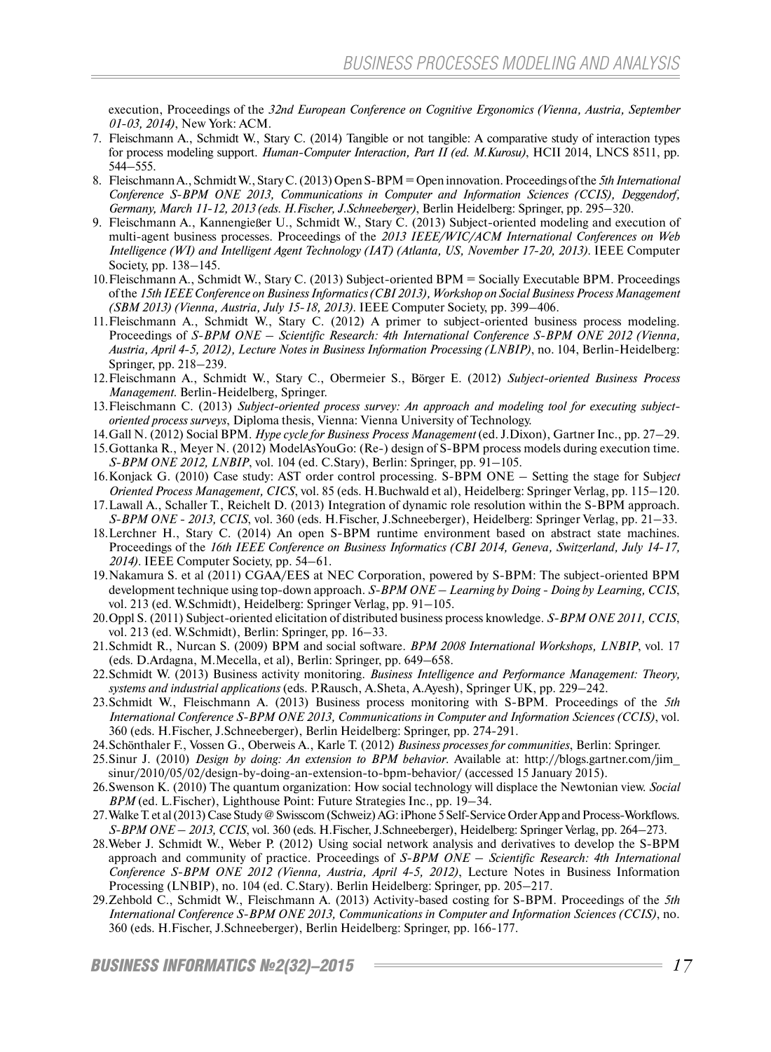execution, Proceedings of the *32nd European Conference on Cognitive Ergonomics (Vienna, Austria, September 01-03, 2014)*, New York: ACM.

7. Fleischmann A., Schmidt W., Stary C. (2014) Tangible or not tangible: A comparative study of interaction types for process modeling support. *Human-Computer Interaction, Part II (ed. M.Kurosu)*, HCII 2014, LNCS 8511, pp. 544–555.
8. Fleischmann A., Schmidt W., Stary C. (2013) Open S-BPM = Open innovation. Proceedings of the *5th International Conference S-BPM ONE 2013, Communications in Computer and Information Sciences (CCIS), Deggendorf, Germany, March 11-12, 2013 (eds. H.Fischer, J.Schneeberger)*, Berlin Heidelberg: Springer, pp. 295–320.
9. Fleischmann A., Kannengießer U., Schmidt W., Stary C. (2013) Subject-oriented modeling and execution of multi-agent business processes. Proceedings of the *2013 IEEE/WIC/ACM International Conferences on Web Intelligence (WI) and Intelligent Agent Technology (IAT) (Atlanta, US, November 17-20, 2013)*. IEEE Computer Society, pp. 138–145.
10. Fleischmann A., Schmidt W., Stary C. (2013) Subject-oriented BPM = Socially Executable BPM. Proceedings of the *15th IEEE Conference on Business Informatics (CBI 2013), Workshop on Social Business Process Management (SBM 2013) (Vienna, Austria, July 15-18, 2013)*. IEEE Computer Society, pp. 399–406.
11. Fleischmann A., Schmidt W., Stary C. (2012) A primer to subject-oriented business process modeling. Proceedings of *S-BPM ONE – Scientific Research: 4th International Conference S-BPM ONE 2012 (Vienna, Austria, April 4-5, 2012), Lecture Notes in Business Information Processing (LNBIP)*, no. 104, Berlin-Heidelberg: Springer, pp. 218–239.
12. Fleischmann A., Schmidt W., Stary C., Obermeier S., Börger E. (2012) *Subject-oriented Business Process Management*. Berlin-Heidelberg, Springer.
13. Fleischmann C. (2013) *Subject-oriented process survey: An approach and modeling tool for executing subject-oriented process surveys*, Diploma thesis, Vienna: Vienna University of Technology.
14. Gall N. (2012) Social BPM. *Hype cycle for Business Process Management* (ed. J.Dixon), Gartner Inc., pp. 27–29.
15. Gottanka R., Meyer N. (2012) ModelAsYouGo: (Re-) design of S-BPM process models during execution time. *S-BPM ONE 2012, LNBIP*, vol. 104 (ed. C.Stary), Berlin: Springer, pp. 91–105.
16. Konjack G. (2010) Case study: AST order control processing. S-BPM ONE – Setting the stage for Subj*ect Oriented Process Management, CICS*, vol. 85 (eds. H.Buchwald et al), Heidelberg: Springer Verlag, pp. 115–120.
17. Lawall A., Schaller T., Reichelt D. (2013) Integration of dynamic role resolution within the S-BPM approach. *S-BPM ONE - 2013, CCIS*, vol. 360 (eds. H.Fischer, J.Schneeberger), Heidelberg: Springer Verlag, pp. 21–33.
18. Lerchner H., Stary C. (2014) An open S-BPM runtime environment based on abstract state machines. Proceedings of the *16th IEEE Conference on Business Informatics (CBI 2014, Geneva, Switzerland, July 14-17, 2014)*. IEEE Computer Society, pp. 54–61.
19. Nakamura S. et al (2011) CGAA/EES at NEC Corporation, powered by S-BPM: The subject-oriented BPM development technique using top-down approach. *S-BPM ONE – Learning by Doing - Doing by Learning, CCIS*, vol. 213 (ed. W.Schmidt), Heidelberg: Springer Verlag, pp. 91–105.
20. Oppl S. (2011) Subject-oriented elicitation of distributed business process knowledge. *S-BPM ONE 2011, CCIS*, vol. 213 (ed. W.Schmidt), Berlin: Springer, pp. 16–33.
21. Schmidt R., Nurcan S. (2009) BPM and social software. *BPM 2008 International Workshops, LNBIP*, vol. 17 (eds. D.Ardagna, M.Mecella, et al), Berlin: Springer, pp. 649–658.
22. Schmidt W. (2013) Business activity monitoring. *Business Intelligence and Performance Management: Theory, systems and industrial applications* (eds. P.Rausch, A.Sheta, A.Ayesh), Springer UK, pp. 229–242.
23. Schmidt W., Fleischmann A. (2013) Business process monitoring with S-BPM. Proceedings of the *5th International Conference S-BPM ONE 2013, Communications in Computer and Information Sciences (CCIS)*, vol. 360 (eds. H.Fischer, J.Schneeberger), Berlin Heidelberg: Springer, pp. 274-291.
24. Schönthaler F., Vossen G., Oberweis A., Karle T. (2012) *Business processes for communities*, Berlin: Springer.
25. Sinur J. (2010) *Design by doing: An extension to BPM behavior*. Available at: http://blogs.gartner.com/jim_sinur/2010/05/02/design-by-doing-an-extension-to-bpm-behavior/ (accessed 15 January 2015).
26. Swenson K. (2010) The quantum organization: How social technology will displace the Newtonian view. *Social BPM* (ed. L.Fischer), Lighthouse Point: Future Strategies Inc., pp. 19–34.
27. Walke T. et al (2013) Case Study @ Swisscom (Schweiz) AG: iPhone 5 Self-Service Order App and Process-Workflows. *S-BPM ONE – 2013, CCIS*, vol. 360 (eds. H.Fischer, J.Schneeberger), Heidelberg: Springer Verlag, pp. 264–273.
28. Weber J. Schmidt W., Weber P. (2012) Using social network analysis and derivatives to develop the S-BPM approach and community of practice. Proceedings of *S-BPM ONE – Scientific Research: 4th International Conference S-BPM ONE 2012 (Vienna, Austria, April 4-5, 2012)*, Lecture Notes in Business Information Processing (LNBIP), no. 104 (ed. C.Stary). Berlin Heidelberg: Springer, pp. 205–217.
29. Zehbold C., Schmidt W., Fleischmann A. (2013) Activity-based costing for S-BPM. Proceedings of the *5th International Conference S-BPM ONE 2013, Communications in Computer and Information Sciences (CCIS)*, no. 360 (eds. H.Fischer, J.Schneeberger), Berlin Heidelberg: Springer, pp. 166-177.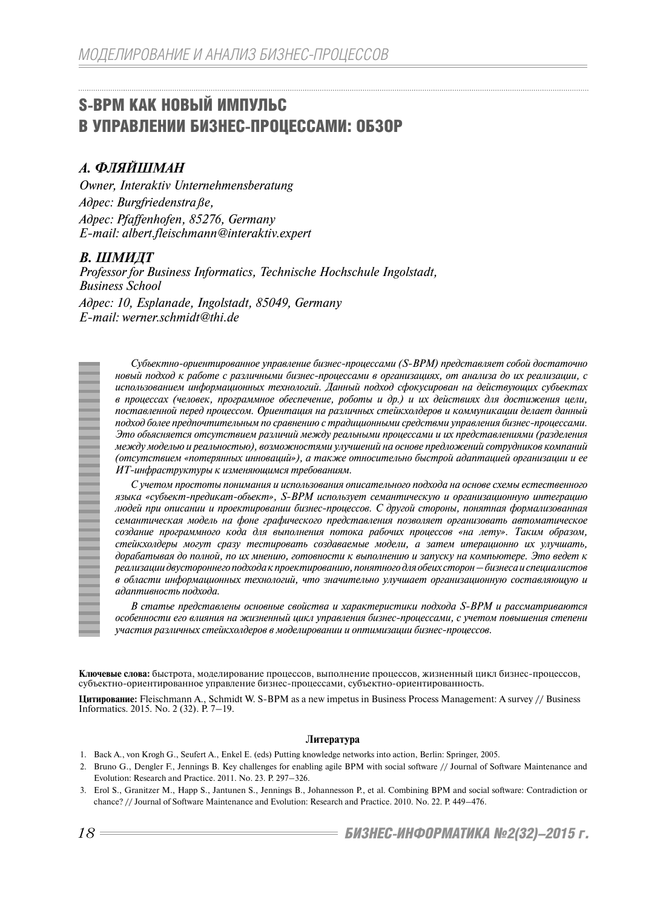# S-BPM КАК НОВЫЙ ИМПУЛЬС В УПРАВЛЕНИИ БИЗНЕС-ПРОЦЕССАМИ: ОБЗОР

## *А. ФЛЯЙШМАН*

*Owner, Interaktiv Unternehmensberatung*
*Адрес: Burgfriedenstraße,*
*Адрес: Pfaffenhofen, 85276, Germany*
*E-mail: albert.fleischmann@interaktiv.expert*

## *В. ШМИДТ*

*Professor for Business Informatics, Technische Hochschule Ingolstadt, Business School*
*Адрес: 10, Esplanade, Ingolstadt, 85049, Germany*
*E-mail: werner.schmidt@thi.de*

*Субъектно-ориентированное управление бизнес-процессами (S-BPM) представляет собой достаточно новый подход к работе с различными бизнес-процессами в организациях, от анализа до их реализации, с использованием информационных технологий. Данный подход сфокусирован на действующих субъектах в процессах (человек, программное обеспечение, роботы и др.) и их действиях для достижения цели, поставленной перед процессом. Ориентация на различных стейкхолдеров и коммуникации делает данный подход более предпочтительным по сравнению с традиционными средствми управления бизнес-процессами. Это объясняется отсутствием различий между реальными процессами и их представлениями (разделения между моделью и реальностью), возможностями улучшений на основе предложений сотрудников компаний (отсутствием «потерянных инноваций»), а также относительно быстрой адаптацией организации и ее ИТ-инфраструктуры к изменяющимся требованиям.*

*С учетом простоты понимания и использования описательного подхода на основе схемы естественного языка «субъект-предикат-объект», S-BPM использует семантическую и организационную интеграцию людей при описании и проектировании бизнес-процессов. С другой стороны, понятная формализованная семантическая модель на фоне графического представления позволяет организовать автоматическое создание программного кода для выполнения потока рабочих процессов «на лету». Таким образом, стейкхолдеры могут сразу тестировать создаваемые модели, а затем итерационно их улучшать, дорабатывая до полной, по их мнению, готовности к выполнению и запуску на компьютере. Это ведет к реализации двустороннего подхода к проектированию, понятного для обеих сторон — бизнеса и специалистов в области информационных технологий, что значительно улучшает организационную составляющую и адаптивность подхода.*

*В статье представлены основные свойства и характеристики подхода S-BPM и рассматриваются особенности его влияния на жизненный цикл управления бизнес-процессами, с учетом повышения степени участия различных стейкхолдеров в моделировании и оптимизации бизнес-процессов.*

**Ключевые слова:** быстрота, моделирование процессов, выполнение процессов, жизненный цикл бизнес-процессов, субъектно-ориентированное управление бизнес-процессами, субъектно-ориентированность.

**Цитирование:** Fleischmann A., Schmidt W. S-BPM as a new impetus in Business Process Management: A survey // Business Informatics. 2015. No. 2 (32). P. 7–19.

### Литература

1. Back A., von Krogh G., Seufert A., Enkel E. (eds) Putting knowledge networks into action, Berlin: Springer, 2005.
2. Bruno G., Dengler F., Jennings B. Key challenges for enabling agile BPM with social software // Journal of Software Maintenance and Evolution: Research and Practice. 2011. No. 23. P. 297–326.
3. Erol S., Granitzer M., Happ S., Jantunen S., Jennings B., Johannesson P., et al. Combining BPM and social software: Contradiction or chance? // Journal of Software Maintenance and Evolution: Research and Practice. 2010. No. 22. P. 449–476.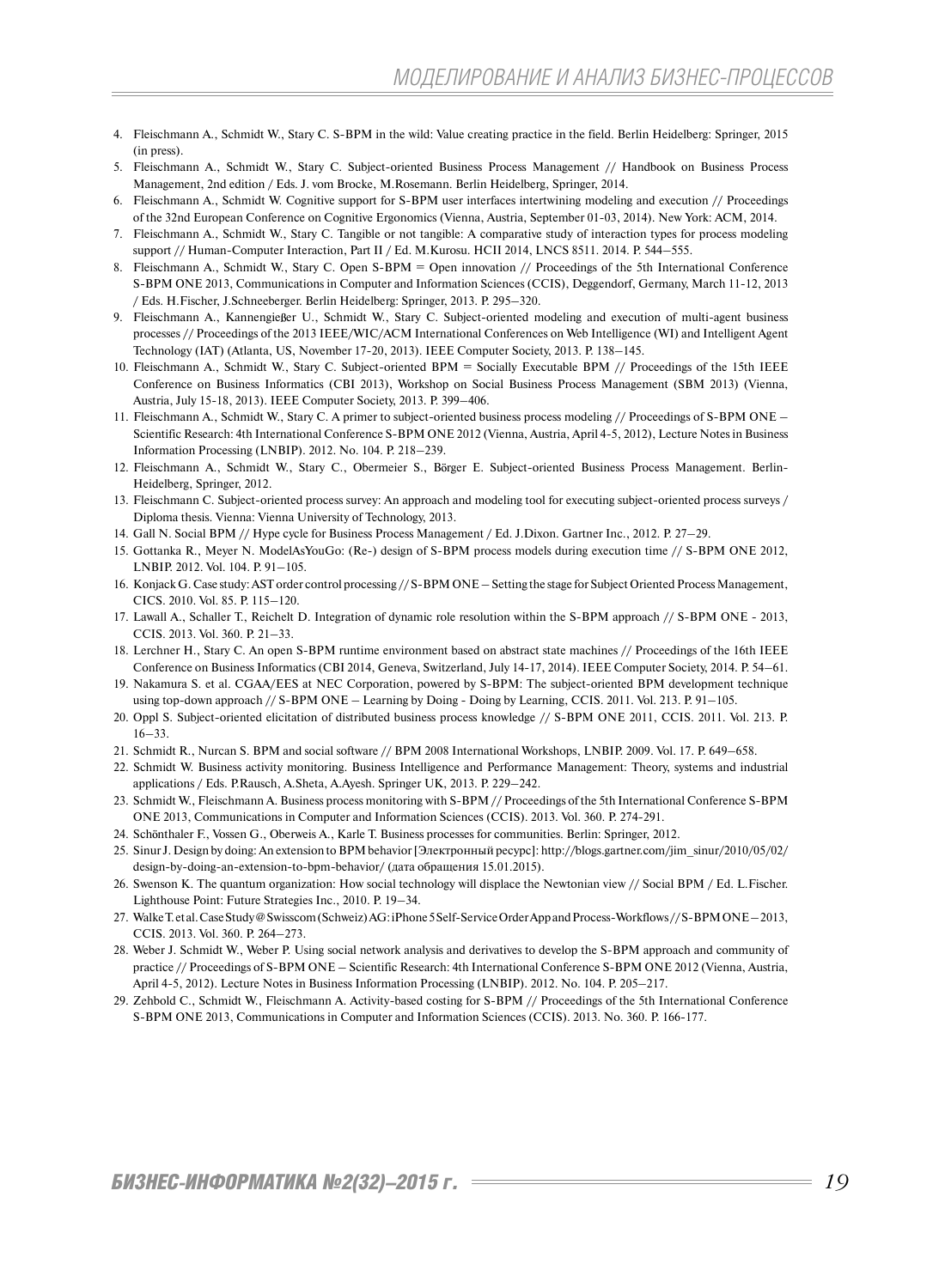4. Fleischmann A., Schmidt W., Stary C. S-BPM in the wild: Value creating practice in the field. Berlin Heidelberg: Springer, 2015 (in press).
5. Fleischmann A., Schmidt W., Stary C. Subject-oriented Business Process Management // Handbook on Business Process Management, 2nd edition / Eds. J. vom Brocke, M.Rosemann. Berlin Heidelberg, Springer, 2014.
6. Fleischmann A., Schmidt W. Cognitive support for S-BPM user interfaces intertwining modeling and execution // Proceedings of the 32nd European Conference on Cognitive Ergonomics (Vienna, Austria, September 01-03, 2014). New York: ACM, 2014.
7. Fleischmann A., Schmidt W., Stary C. Tangible or not tangible: A comparative study of interaction types for process modeling support // Human-Computer Interaction, Part II / Ed. M.Kurosu. HCII 2014, LNCS 8511. 2014. P. 544–555.
8. Fleischmann A., Schmidt W., Stary C. Open S-BPM = Open innovation // Proceedings of the 5th International Conference S-BPM ONE 2013, Communications in Computer and Information Sciences (CCIS), Deggendorf, Germany, March 11-12, 2013 / Eds. H.Fischer, J.Schneeberger. Berlin Heidelberg: Springer, 2013. P. 295–320.
9. Fleischmann A., Kannengießer U., Schmidt W., Stary C. Subject-oriented modeling and execution of multi-agent business processes // Proceedings of the 2013 IEEE/WIC/ACM International Conferences on Web Intelligence (WI) and Intelligent Agent Technology (IAT) (Atlanta, US, November 17-20, 2013). IEEE Computer Society, 2013. P. 138–145.
10. Fleischmann A., Schmidt W., Stary C. Subject-oriented BPM = Socially Executable BPM // Proceedings of the 15th IEEE Conference on Business Informatics (CBI 2013), Workshop on Social Business Process Management (SBM 2013) (Vienna, Austria, July 15-18, 2013). IEEE Computer Society, 2013. P. 399–406.
11. Fleischmann A., Schmidt W., Stary C. A primer to subject-oriented business process modeling // Proceedings of S-BPM ONE – Scientific Research: 4th International Conference S-BPM ONE 2012 (Vienna, Austria, April 4-5, 2012), Lecture Notes in Business Information Processing (LNBIP). 2012. No. 104. P. 218–239.
12. Fleischmann A., Schmidt W., Stary C., Obermeier S., Börger E. Subject-oriented Business Process Management. Berlin-Heidelberg, Springer, 2012.
13. Fleischmann C. Subject-oriented process survey: An approach and modeling tool for executing subject-oriented process surveys / Diploma thesis. Vienna: Vienna University of Technology, 2013.
14. Gall N. Social BPM // Hype cycle for Business Process Management / Ed. J.Dixon. Gartner Inc., 2012. P. 27–29.
15. Gottanka R., Meyer N. ModelAsYouGo: (Re-) design of S-BPM process models during execution time // S-BPM ONE 2012, LNBIP. 2012. Vol. 104. P. 91–105.
16. Konjack G. Case study: AST order control processing // S-BPM ONE – Setting the stage for Subject Oriented Process Management, CICS. 2010. Vol. 85. P. 115–120.
17. Lawall A., Schaller T., Reichelt D. Integration of dynamic role resolution within the S-BPM approach // S-BPM ONE - 2013, CCIS. 2013. Vol. 360. P. 21–33.
18. Lerchner H., Stary C. An open S-BPM runtime environment based on abstract state machines // Proceedings of the 16th IEEE Conference on Business Informatics (CBI 2014, Geneva, Switzerland, July 14-17, 2014). IEEE Computer Society, 2014. P. 54–61.
19. Nakamura S. et al. CGAA/EES at NEC Corporation, powered by S-BPM: The subject-oriented BPM development technique using top-down approach // S-BPM ONE – Learning by Doing - Doing by Learning, CCIS. 2011. Vol. 213. P. 91–105.
20. Oppl S. Subject-oriented elicitation of distributed business process knowledge // S-BPM ONE 2011, CCIS. 2011. Vol. 213. P. 16–33.
21. Schmidt R., Nurcan S. BPM and social software // BPM 2008 International Workshops, LNBIP. 2009. Vol. 17. P. 649–658.
22. Schmidt W. Business activity monitoring. Business Intelligence and Performance Management: Theory, systems and industrial applications / Eds. P.Rausch, A.Sheta, A.Ayesh. Springer UK, 2013. P. 229–242.
23. Schmidt W., Fleischmann A. Business process monitoring with S-BPM // Proceedings of the 5th International Conference S-BPM ONE 2013, Communications in Computer and Information Sciences (CCIS). 2013. Vol. 360. P. 274-291.
24. Schönthaler F., Vossen G., Oberweis A., Karle T. Business processes for communities. Berlin: Springer, 2012.
25. Sinur J. Design by doing: An extension to BPM behavior [Электронный ресурс]: http://blogs.gartner.com/jim_sinur/2010/05/02/design-by-doing-an-extension-to-bpm-behavior/ (дата обращения 15.01.2015).
26. Swenson K. The quantum organization: How social technology will displace the Newtonian view // Social BPM / Ed. L.Fischer. Lighthouse Point: Future Strategies Inc., 2010. P. 19–34.
27. Walke T. et al. Case Study@Swisscom (Schweiz) AG: iPhone 5 Self-Service Order App and Process-Workflows // S-BPM ONE – 2013, CCIS. 2013. Vol. 360. P. 264–273.
28. Weber J. Schmidt W., Weber P. Using social network analysis and derivatives to develop the S-BPM approach and community of practice // Proceedings of S-BPM ONE – Scientific Research: 4th International Conference S-BPM ONE 2012 (Vienna, Austria, April 4-5, 2012). Lecture Notes in Business Information Processing (LNBIP). 2012. No. 104. P. 205–217.
29. Zehbold C., Schmidt W., Fleischmann A. Activity-based costing for S-BPM // Proceedings of the 5th International Conference S-BPM ONE 2013, Communications in Computer and Information Sciences (CCIS). 2013. No. 360. P. 166-177.